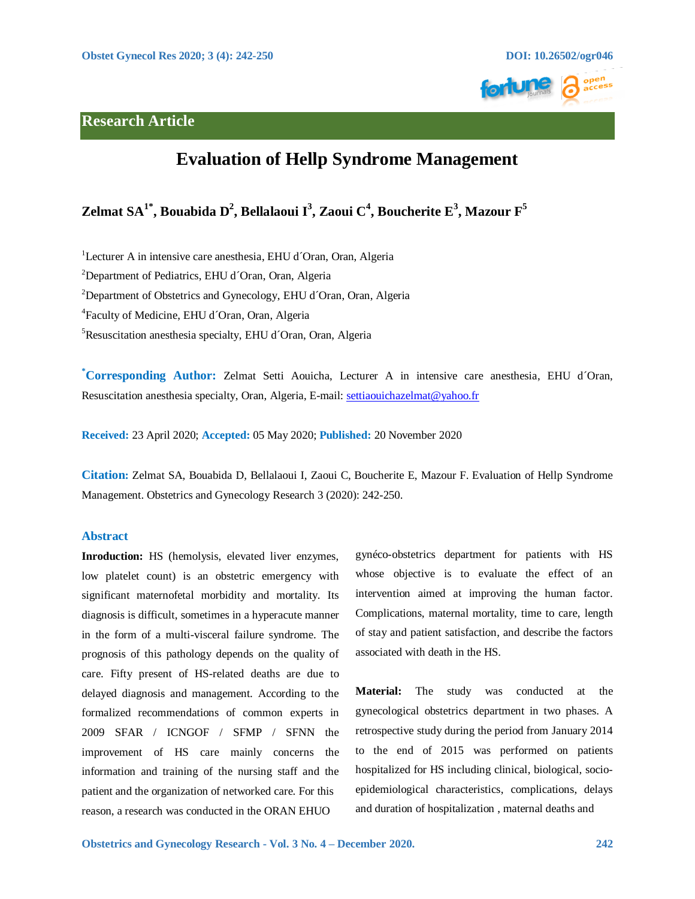Research Article

# Evaluation of Hellp Syndrome Management

**Zelmat SA[1*], Bouabida D[2], Bellalaoui I[3], Zaoui C[4], Boucherite E[3], Mazour F[5]**

[1]Lecturer A in intensive care anesthesia, EHU d´Oran, Oran, Algeria

[2]Department of Pediatrics, EHU d´Oran, Oran, Algeria

[2]Department of Obstetrics and Gynecology, EHU d´Oran, Oran, Algeria

[4]Faculty of Medicine, EHU d´Oran, Oran, Algeria

[5]Resuscitation anesthesia specialty, EHU d´Oran, Oran, Algeria

**[*]Corresponding Author:** Zelmat Setti Aouicha, Lecturer A in intensive care anesthesia, EHU d´Oran, Resuscitation anesthesia specialty, Oran, Algeria, E-mail: settiaouichazelmat@yahoo.fr

**Received:** 23 April 2020; **Accepted:** 05 May 2020; **Published:** 20 November 2020

**Citation:** Zelmat SA, Bouabida D, Bellalaoui I, Zaoui C, Boucherite E, Mazour F. Evaluation of Hellp Syndrome Management. Obstetrics and Gynecology Research 3 (2020): 242-250.

## Abstract

**Inroduction:** HS (hemolysis, elevated liver enzymes, low platelet count) is an obstetric emergency with significant maternofetal morbidity and mortality. Its diagnosis is difficult, sometimes in a hyperacute manner in the form of a multi-visceral failure syndrome. The prognosis of this pathology depends on the quality of care. Fifty present of HS-related deaths are due to delayed diagnosis and management. According to the formalized recommendations of common experts in 2009 SFAR / ICNGOF / SFMP / SFNN the improvement of HS care mainly concerns the information and training of the nursing staff and the patient and the organization of networked care. For this reason, a research was conducted in the ORAN EHUO gynéco-obstetrics department for patients with HS whose objective is to evaluate the effect of an intervention aimed at improving the human factor. Complications, maternal mortality, time to care, length of stay and patient satisfaction, and describe the factors associated with death in the HS.

**Material:** The study was conducted at the gynecological obstetrics department in two phases. A retrospective study during the period from January 2014 to the end of 2015 was performed on patients hospitalized for HS including clinical, biological, socio-epidemiological characteristics, complications, delays and duration of hospitalization , maternal deaths and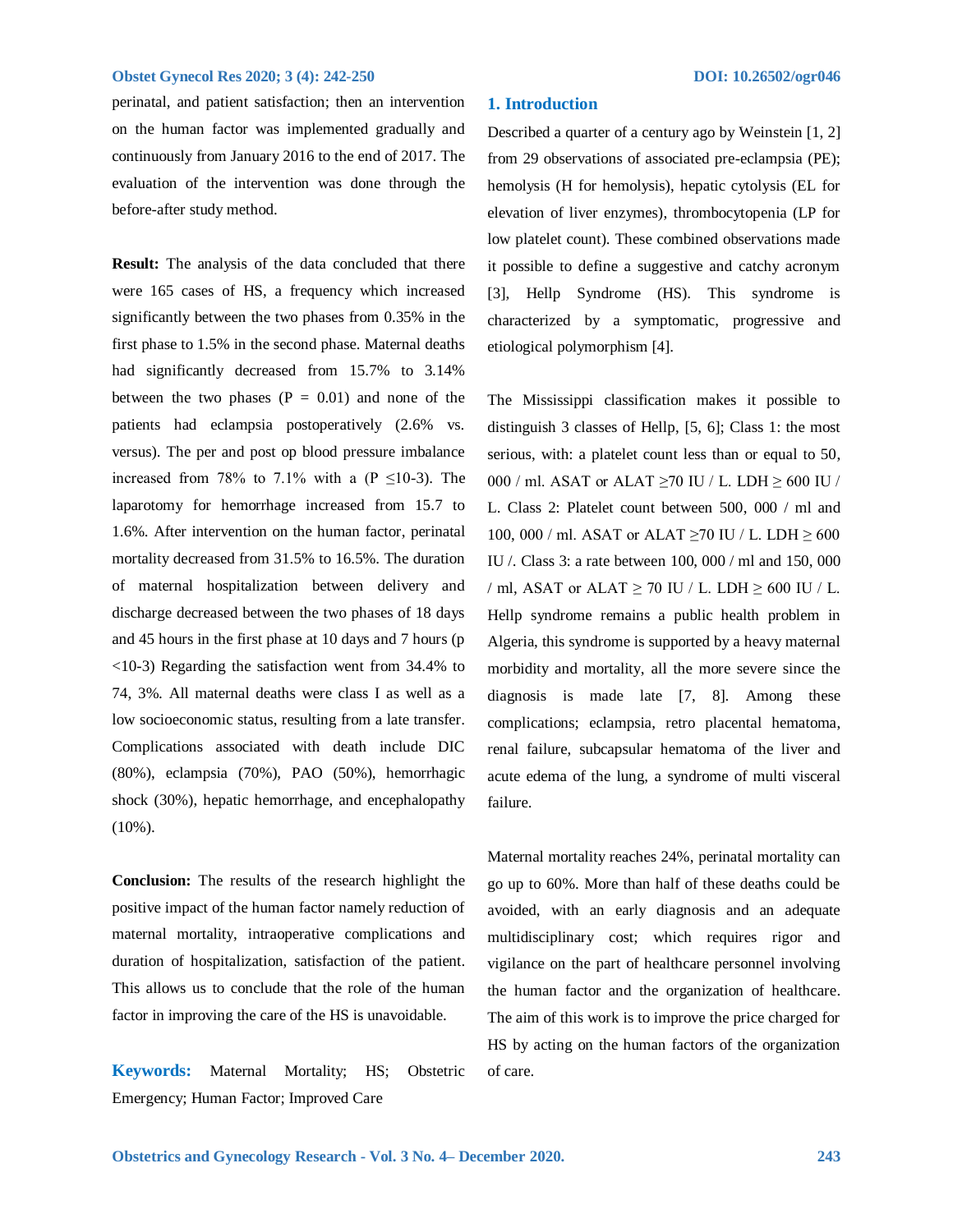perinatal, and patient satisfaction; then an intervention on the human factor was implemented gradually and continuously from January 2016 to the end of 2017. The evaluation of the intervention was done through the before-after study method.

**Result:** The analysis of the data concluded that there were 165 cases of HS, a frequency which increased significantly between the two phases from 0.35% in the first phase to 1.5% in the second phase. Maternal deaths had significantly decreased from 15.7% to 3.14% between the two phases (P = 0.01) and none of the patients had eclampsia postoperatively (2.6% vs. versus). The per and post op blood pressure imbalance increased from 78% to 7.1% with a (P ≤10-3). The laparotomy for hemorrhage increased from 15.7 to 1.6%. After intervention on the human factor, perinatal mortality decreased from 31.5% to 16.5%. The duration of maternal hospitalization between delivery and discharge decreased between the two phases of 18 days and 45 hours in the first phase at 10 days and 7 hours (p <10-3) Regarding the satisfaction went from 34.4% to 74, 3%. All maternal deaths were class I as well as a low socioeconomic status, resulting from a late transfer. Complications associated with death include DIC (80%), eclampsia (70%), PAO (50%), hemorrhagic shock (30%), hepatic hemorrhage, and encephalopathy (10%).

**Conclusion:** The results of the research highlight the positive impact of the human factor namely reduction of maternal mortality, intraoperative complications and duration of hospitalization, satisfaction of the patient. This allows us to conclude that the role of the human factor in improving the care of the HS is unavoidable.

**Keywords:** Maternal Mortality; HS; Obstetric Emergency; Human Factor; Improved Care

## 1. Introduction

Described a quarter of a century ago by Weinstein [1, 2] from 29 observations of associated pre-eclampsia (PE); hemolysis (H for hemolysis), hepatic cytolysis (EL for elevation of liver enzymes), thrombocytopenia (LP for low platelet count). These combined observations made it possible to define a suggestive and catchy acronym [3], Hellp Syndrome (HS). This syndrome is characterized by a symptomatic, progressive and etiological polymorphism [4].

The Mississippi classification makes it possible to distinguish 3 classes of Hellp, [5, 6]; Class 1: the most serious, with: a platelet count less than or equal to 50, 000 / ml. ASAT or ALAT ≥70 IU / L. LDH ≥ 600 IU / L. Class 2: Platelet count between 500, 000 / ml and 100, 000 / ml. ASAT or ALAT ≥70 IU / L. LDH ≥ 600 IU /. Class 3: a rate between 100, 000 / ml and 150, 000 / ml, ASAT or ALAT ≥ 70 IU / L. LDH ≥ 600 IU / L. Hellp syndrome remains a public health problem in Algeria, this syndrome is supported by a heavy maternal morbidity and mortality, all the more severe since the diagnosis is made late [7, 8]. Among these complications; eclampsia, retro placental hematoma, renal failure, subcapsular hematoma of the liver and acute edema of the lung, a syndrome of multi visceral failure.

Maternal mortality reaches 24%, perinatal mortality can go up to 60%. More than half of these deaths could be avoided, with an early diagnosis and an adequate multidisciplinary cost; which requires rigor and vigilance on the part of healthcare personnel involving the human factor and the organization of healthcare. The aim of this work is to improve the price charged for HS by acting on the human factors of the organization of care.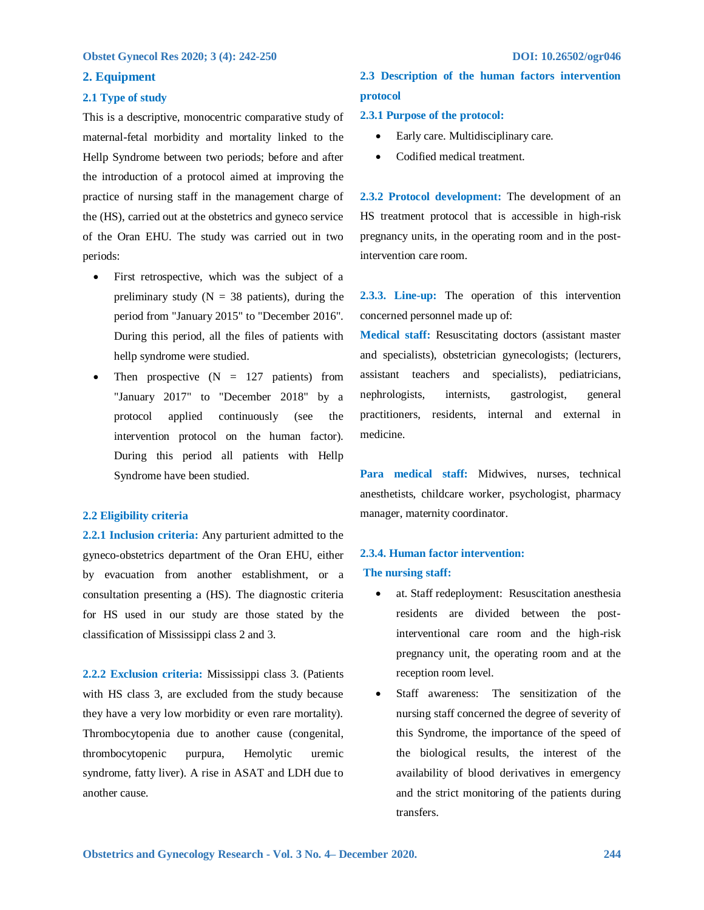## 2. Equipment

### 2.1 Type of study

This is a descriptive, monocentric comparative study of maternal-fetal morbidity and mortality linked to the Hellp Syndrome between two periods; before and after the introduction of a protocol aimed at improving the practice of nursing staff in the management charge of the (HS), carried out at the obstetrics and gyneco service of the Oran EHU. The study was carried out in two periods:

- First retrospective, which was the subject of a preliminary study (N = 38 patients), during the period from "January 2015" to "December 2016". During this period, all the files of patients with hellp syndrome were studied.
- Then prospective (N = 127 patients) from "January 2017" to "December 2018" by a protocol applied continuously (see the intervention protocol on the human factor). During this period all patients with Hellp Syndrome have been studied.

### 2.2 Eligibility criteria

**2.2.1 Inclusion criteria:** Any parturient admitted to the gyneco-obstetrics department of the Oran EHU, either by evacuation from another establishment, or a consultation presenting a (HS). The diagnostic criteria for HS used in our study are those stated by the classification of Mississippi class 2 and 3.

**2.2.2 Exclusion criteria:** Mississippi class 3. (Patients with HS class 3, are excluded from the study because they have a very low morbidity or even rare mortality). Thrombocytopenia due to another cause (congenital, thrombocytopenic purpura, Hemolytic uremic syndrome, fatty liver). A rise in ASAT and LDH due to another cause.

### 2.3 Description of the human factors intervention protocol

**2.3.1 Purpose of the protocol:**

- Early care. Multidisciplinary care.
- Codified medical treatment.

**2.3.2 Protocol development:** The development of an HS treatment protocol that is accessible in high-risk pregnancy units, in the operating room and in the post-intervention care room.

**2.3.3. Line-up:** The operation of this intervention concerned personnel made up of:

**Medical staff:** Resuscitating doctors (assistant master and specialists), obstetrician gynecologists; (lecturers, assistant teachers and specialists), pediatricians, nephrologists, internists, gastrologist, general practitioners, residents, internal and external in medicine.

**Para medical staff:** Midwives, nurses, technical anesthetists, childcare worker, psychologist, pharmacy manager, maternity coordinator.

**2.3.4. Human factor intervention:**

**The nursing staff:**

- at. Staff redeployment: Resuscitation anesthesia residents are divided between the post-interventional care room and the high-risk pregnancy unit, the operating room and at the reception room level.
- Staff awareness: The sensitization of the nursing staff concerned the degree of severity of this Syndrome, the importance of the speed of the biological results, the interest of the availability of blood derivatives in emergency and the strict monitoring of the patients during transfers.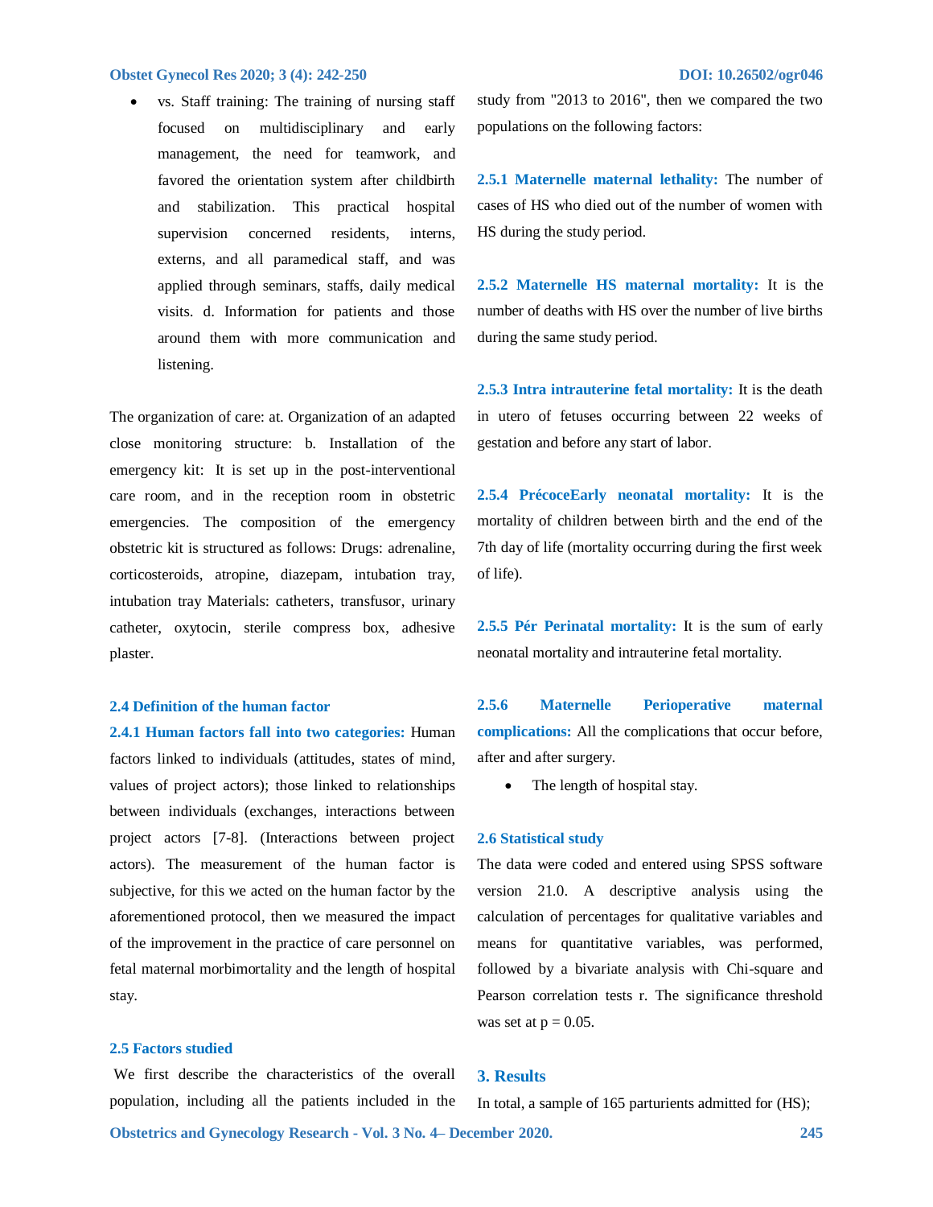- vs. Staff training: The training of nursing staff focused on multidisciplinary and early management, the need for teamwork, and favored the orientation system after childbirth and stabilization. This practical hospital supervision concerned residents, interns, externs, and all paramedical staff, and was applied through seminars, staffs, daily medical visits. d. Information for patients and those around them with more communication and listening.

The organization of care: at. Organization of an adapted close monitoring structure: b. Installation of the emergency kit: It is set up in the post-interventional care room, and in the reception room in obstetric emergencies. The composition of the emergency obstetric kit is structured as follows: Drugs: adrenaline, corticosteroids, atropine, diazepam, intubation tray, intubation tray Materials: catheters, transfusor, urinary catheter, oxytocin, sterile compress box, adhesive plaster.

### 2.4 Definition of the human factor

**2.4.1 Human factors fall into two categories:** Human factors linked to individuals (attitudes, states of mind, values of project actors); those linked to relationships between individuals (exchanges, interactions between project actors [7-8]. (Interactions between project actors). The measurement of the human factor is subjective, for this we acted on the human factor by the aforementioned protocol, then we measured the impact of the improvement in the practice of care personnel on fetal maternal morbimortality and the length of hospital stay.

### 2.5 Factors studied

We first describe the characteristics of the overall population, including all the patients included in the study from "2013 to 2016", then we compared the two populations on the following factors:

**2.5.1 Maternelle maternal lethality:** The number of cases of HS who died out of the number of women with HS during the study period.

**2.5.2 Maternelle HS maternal mortality:** It is the number of deaths with HS over the number of live births during the same study period.

**2.5.3 Intra intrauterine fetal mortality:** It is the death in utero of fetuses occurring between 22 weeks of gestation and before any start of labor.

**2.5.4 PrécoceEarly neonatal mortality:** It is the mortality of children between birth and the end of the 7th day of life (mortality occurring during the first week of life).

**2.5.5 Pér Perinatal mortality:** It is the sum of early neonatal mortality and intrauterine fetal mortality.

**2.5.6 Maternelle Perioperative maternal complications:** All the complications that occur before, after and after surgery.

- The length of hospital stay.

### 2.6 Statistical study

The data were coded and entered using SPSS software version 21.0. A descriptive analysis using the calculation of percentages for qualitative variables and means for quantitative variables, was performed, followed by a bivariate analysis with Chi-square and Pearson correlation tests r. The significance threshold was set at $p = 0.05$.

## 3. Results

In total, a sample of 165 parturients admitted for (HS);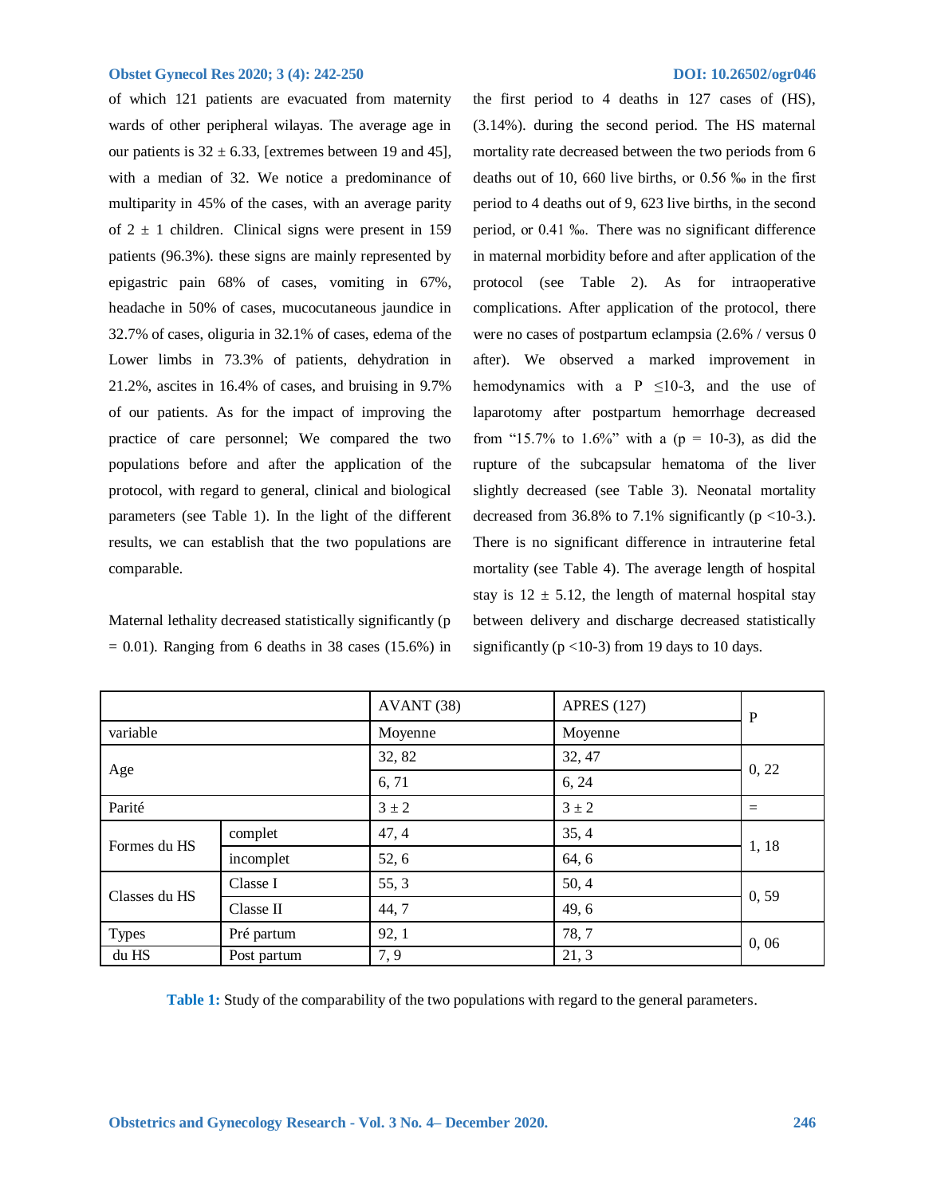of which 121 patients are evacuated from maternity wards of other peripheral wilayas. The average age in our patients is 32 ± 6.33, [extremes between 19 and 45], with a median of 32. We notice a predominance of multiparity in 45% of the cases, with an average parity of 2 ± 1 children. Clinical signs were present in 159 patients (96.3%). these signs are mainly represented by epigastric pain 68% of cases, vomiting in 67%, headache in 50% of cases, mucocutaneous jaundice in 32.7% of cases, oliguria in 32.1% of cases, edema of the Lower limbs in 73.3% of patients, dehydration in 21.2%, ascites in 16.4% of cases, and bruising in 9.7% of our patients. As for the impact of improving the practice of care personnel; We compared the two populations before and after the application of the protocol, with regard to general, clinical and biological parameters (see Table 1). In the light of the different results, we can establish that the two populations are comparable.

Maternal lethality decreased statistically significantly (p = 0.01). Ranging from 6 deaths in 38 cases (15.6%) in the first period to 4 deaths in 127 cases of (HS), (3.14%). during the second period. The HS maternal mortality rate decreased between the two periods from 6 deaths out of 10, 660 live births, or 0.56 ‰ in the first period to 4 deaths out of 9, 623 live births, in the second period, or 0.41 ‰. There was no significant difference in maternal morbidity before and after application of the protocol (see Table 2). As for intraoperative complications. After application of the protocol, there were no cases of postpartum eclampsia (2.6% / versus 0 after). We observed a marked improvement in hemodynamics with a P ≤10-3, and the use of laparotomy after postpartum hemorrhage decreased from "15.7% to 1.6%" with a (p = 10-3), as did the rupture of the subcapsular hematoma of the liver slightly decreased (see Table 3). Neonatal mortality decreased from 36.8% to 7.1% significantly (p <10-3.). There is no significant difference in intrauterine fetal mortality (see Table 4). The average length of hospital stay is 12 ± 5.12, the length of maternal hospital stay between delivery and discharge decreased statistically significantly (p <10-3) from 19 days to 10 days.

| | | AVANT (38) | APRES (127) | P |
|---|---|---|---|---|
| variable | | Moyenne | Moyenne | |
| Age | | 32, 82 | 32, 47 | 0, 22 |
| | | 6, 71 | 6, 24 | |
| Parité | | 3 ± 2 | 3 ± 2 | = |
| Formes du HS | complet | 47, 4 | 35, 4 | 1, 18 |
| | incomplet | 52, 6 | 64, 6 | |
| Classes du HS | Classe I | 55, 3 | 50, 4 | 0, 59 |
| | Classe II | 44, 7 | 49, 6 | |
| Types du HS | Pré partum | 92, 1 | 78, 7 | 0, 06 |
| | Post partum | 7, 9 | 21, 3 | |

**Table 1:** Study of the comparability of the two populations with regard to the general parameters.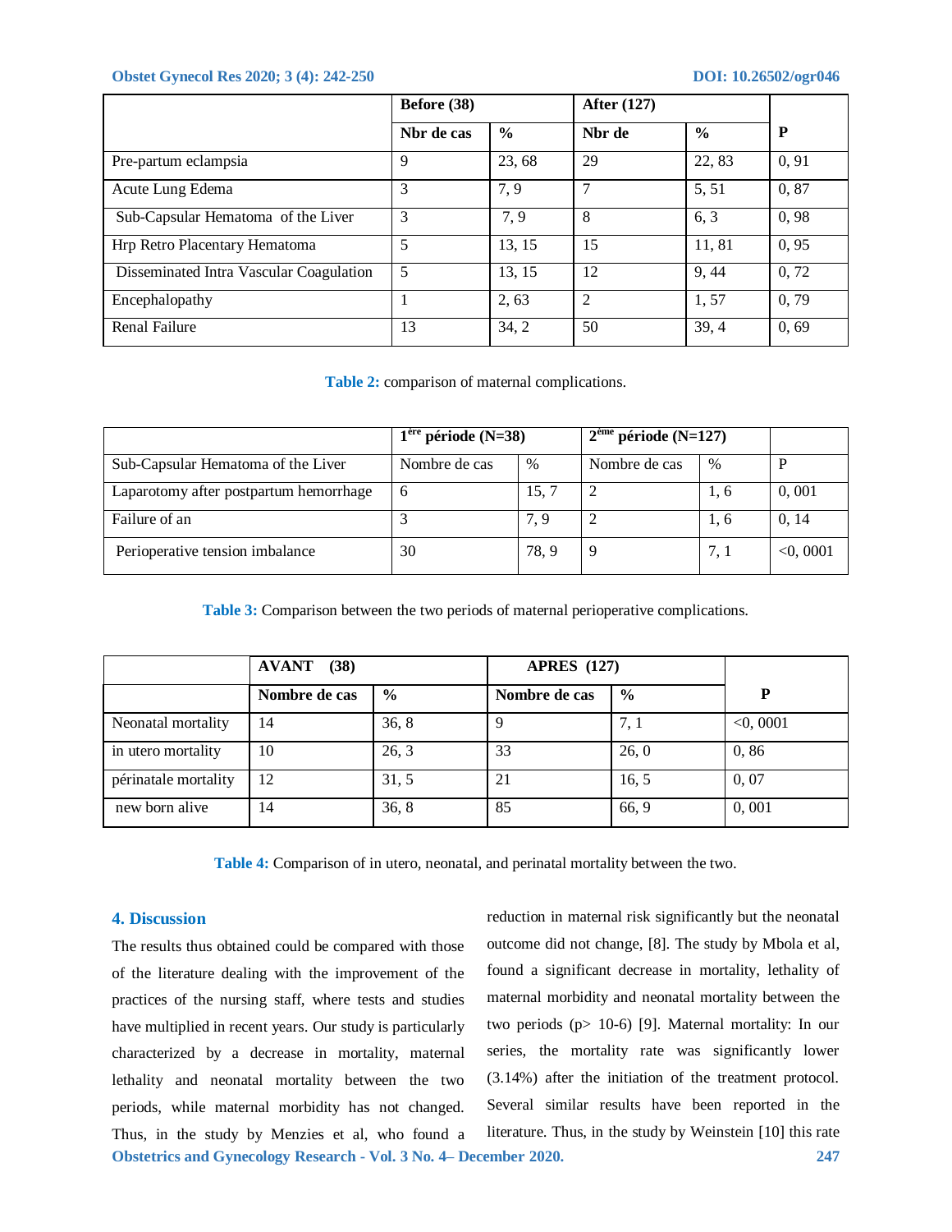| | Before (38) | | After (127) | | P |
|---|---|---|---|---|---|
| | Nbr de cas | % | Nbr de | % | |
| Pre-partum eclampsia | 9 | 23, 68 | 29 | 22, 83 | 0, 91 |
| Acute Lung Edema | 3 | 7, 9 | 7 | 5, 51 | 0, 87 |
| Sub-Capsular Hematoma of the Liver | 3 | 7, 9 | 8 | 6, 3 | 0, 98 |
| Hrp Retro Placentary Hematoma | 5 | 13, 15 | 15 | 11, 81 | 0, 95 |
| Disseminated Intra Vascular Coagulation | 5 | 13, 15 | 12 | 9, 44 | 0, 72 |
| Encephalopathy | 1 | 2, 63 | 2 | 1, 57 | 0, 79 |
| Renal Failure | 13 | 34, 2 | 50 | 39, 4 | 0, 69 |

**Table 2:** comparison of maternal complications.

| | 1ère période (N=38) | | 2ème période (N=127) | | |
|---|---|---|---|---|---|
| Sub-Capsular Hematoma of the Liver | Nombre de cas | % | Nombre de cas | % | P |
| Laparotomy after postpartum hemorrhage | 6 | 15, 7 | 2 | 1, 6 | 0, 001 |
| Failure of an | 3 | 7, 9 | 2 | 1, 6 | 0, 14 |
| Perioperative tension imbalance | 30 | 78, 9 | 9 | 7, 1 | <0, 0001 |

**Table 3:** Comparison between the two periods of maternal perioperative complications.

| | AVANT (38) | | APRES (127) | | P |
|---|---|---|---|---|---|
| | Nombre de cas | % | Nombre de cas | % | |
| Neonatal mortality | 14 | 36, 8 | 9 | 7, 1 | <0, 0001 |
| in utero mortality | 10 | 26, 3 | 33 | 26, 0 | 0, 86 |
| périnatale mortality | 12 | 31, 5 | 21 | 16, 5 | 0, 07 |
| new born alive | 14 | 36, 8 | 85 | 66, 9 | 0, 001 |

**Table 4:** Comparison of in utero, neonatal, and perinatal mortality between the two.

## 4. Discussion

The results thus obtained could be compared with those of the literature dealing with the improvement of the practices of the nursing staff, where tests and studies have multiplied in recent years. Our study is particularly characterized by a decrease in mortality, maternal lethality and neonatal mortality between the two periods, while maternal morbidity has not changed. Thus, in the study by Menzies et al, who found a reduction in maternal risk significantly but the neonatal outcome did not change, [8]. The study by Mbola et al, found a significant decrease in mortality, lethality of maternal morbidity and neonatal mortality between the two periods (p> 10-6) [9]. Maternal mortality: In our series, the mortality rate was significantly lower (3.14%) after the initiation of the treatment protocol. Several similar results have been reported in the literature. Thus, in the study by Weinstein [10] this rate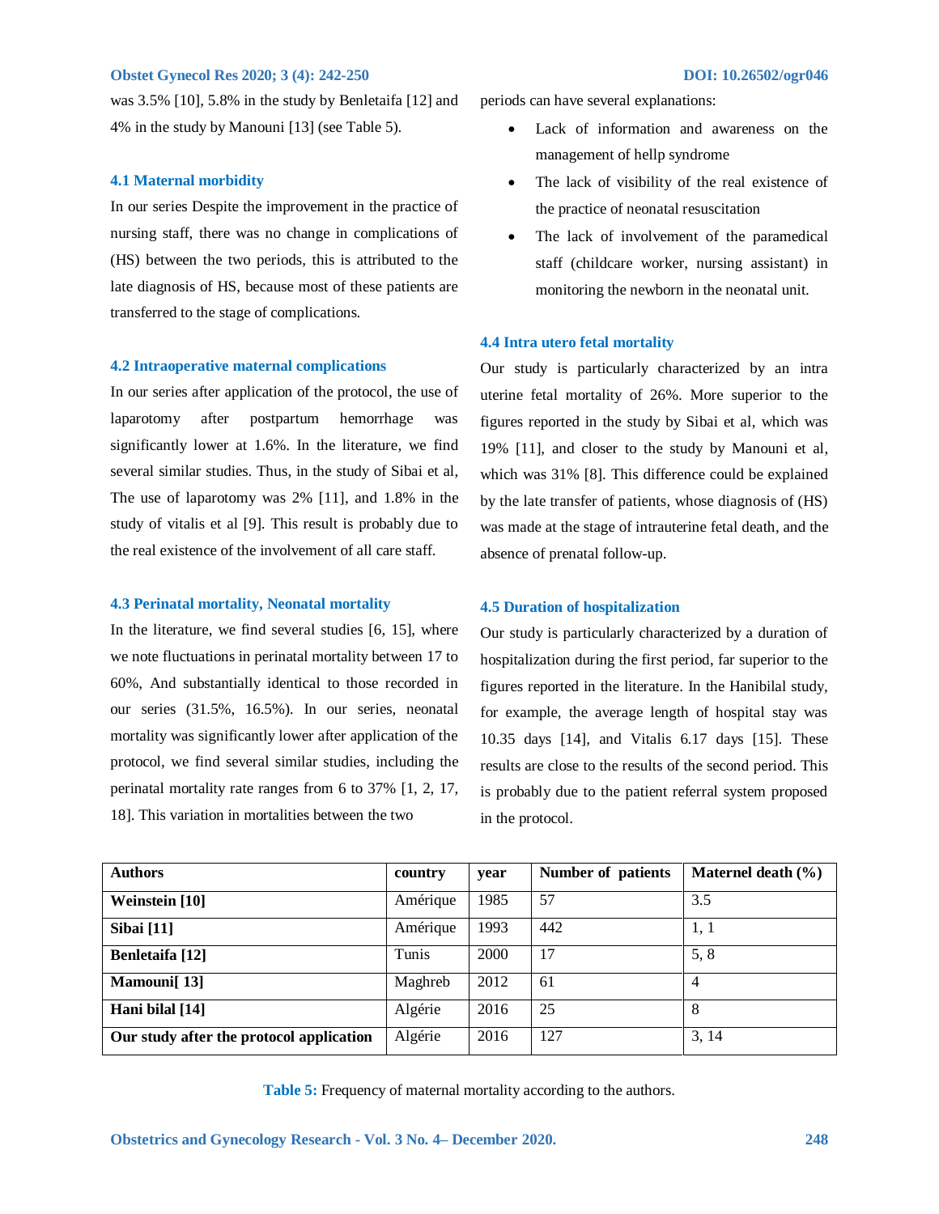was 3.5% [10], 5.8% in the study by Benletaifa [12] and 4% in the study by Manouni [13] (see Table 5).

### 4.1 Maternal morbidity

In our series Despite the improvement in the practice of nursing staff, there was no change in complications of (HS) between the two periods, this is attributed to the late diagnosis of HS, because most of these patients are transferred to the stage of complications.

### 4.2 Intraoperative maternal complications

In our series after application of the protocol, the use of laparotomy after postpartum hemorrhage was significantly lower at 1.6%. In the literature, we find several similar studies. Thus, in the study of Sibai et al, The use of laparotomy was 2% [11], and 1.8% in the study of vitalis et al [9]. This result is probably due to the real existence of the involvement of all care staff.

### 4.3 Perinatal mortality, Neonatal mortality

In the literature, we find several studies [6, 15], where we note fluctuations in perinatal mortality between 17 to 60%, And substantially identical to those recorded in our series (31.5%, 16.5%). In our series, neonatal mortality was significantly lower after application of the protocol, we find several similar studies, including the perinatal mortality rate ranges from 6 to 37% [1, 2, 17, 18]. This variation in mortalities between the two periods can have several explanations:

- Lack of information and awareness on the management of hellp syndrome
- The lack of visibility of the real existence of the practice of neonatal resuscitation
- The lack of involvement of the paramedical staff (childcare worker, nursing assistant) in monitoring the newborn in the neonatal unit.

### 4.4 Intra utero fetal mortality

Our study is particularly characterized by an intra uterine fetal mortality of 26%. More superior to the figures reported in the study by Sibai et al, which was 19% [11], and closer to the study by Manouni et al, which was 31% [8]. This difference could be explained by the late transfer of patients, whose diagnosis of (HS) was made at the stage of intrauterine fetal death, and the absence of prenatal follow-up.

### 4.5 Duration of hospitalization

Our study is particularly characterized by a duration of hospitalization during the first period, far superior to the figures reported in the literature. In the Hanibilal study, for example, the average length of hospital stay was 10.35 days [14], and Vitalis 6.17 days [15]. These results are close to the results of the second period. This is probably due to the patient referral system proposed in the protocol.

| Authors | country | year | Number of patients | Maternel death (%) |
|---|---|---|---|---|
| **Weinstein [10]** | Amérique | 1985 | 57 | 3.5 |
| **Sibai [11]** | Amérique | 1993 | 442 | 1, 1 |
| **Benletaifa [12]** | Tunis | 2000 | 17 | 5, 8 |
| **Mamouni[ 13]** | Maghreb | 2012 | 61 | 4 |
| **Hani bilal [14]** | Algérie | 2016 | 25 | 8 |
| **Our study after the protocol application** | Algérie | 2016 | 127 | 3, 14 |

**Table 5:** Frequency of maternal mortality according to the authors.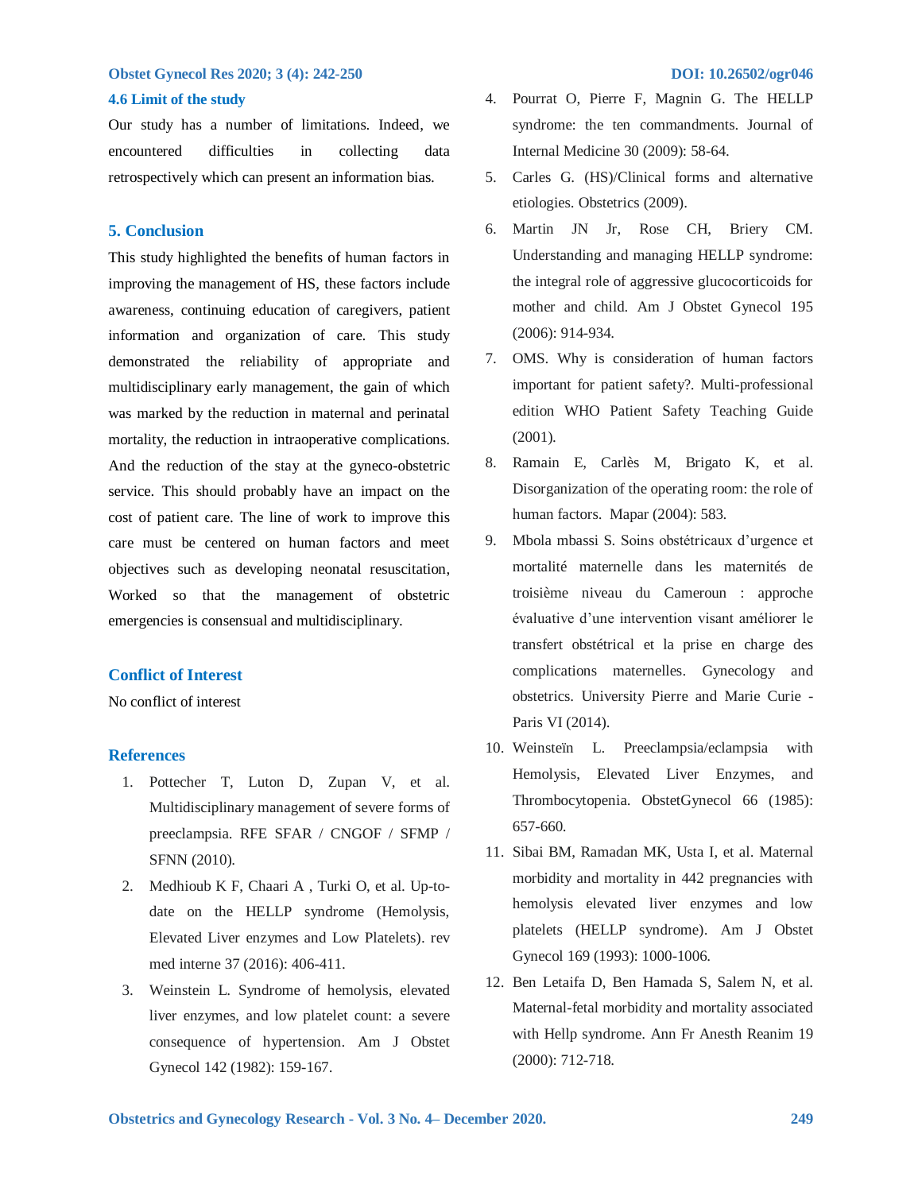### 4.6 Limit of the study

Our study has a number of limitations. Indeed, we encountered difficulties in collecting data retrospectively which can present an information bias.

## 5. Conclusion

This study highlighted the benefits of human factors in improving the management of HS, these factors include awareness, continuing education of caregivers, patient information and organization of care. This study demonstrated the reliability of appropriate and multidisciplinary early management, the gain of which was marked by the reduction in maternal and perinatal mortality, the reduction in intraoperative complications. And the reduction of the stay at the gyneco-obstetric service. This should probably have an impact on the cost of patient care. The line of work to improve this care must be centered on human factors and meet objectives such as developing neonatal resuscitation, Worked so that the management of obstetric emergencies is consensual and multidisciplinary.

## Conflict of Interest

No conflict of interest

## References

1. Pottecher T, Luton D, Zupan V, et al. Multidisciplinary management of severe forms of preeclampsia. RFE SFAR / CNGOF / SFMP / SFNN (2010).
2. Medhioub K F, Chaari A , Turki O, et al. Up-to-date on the HELLP syndrome (Hemolysis, Elevated Liver enzymes and Low Platelets). rev med interne 37 (2016): 406-411.
3. Weinstein L. Syndrome of hemolysis, elevated liver enzymes, and low platelet count: a severe consequence of hypertension. Am J Obstet Gynecol 142 (1982): 159-167.
4. Pourrat O, Pierre F, Magnin G. The HELLP syndrome: the ten commandments. Journal of Internal Medicine 30 (2009): 58-64.
5. Carles G. (HS)/Clinical forms and alternative etiologies. Obstetrics (2009).
6. Martin JN Jr, Rose CH, Briery CM. Understanding and managing HELLP syndrome: the integral role of aggressive glucocorticoids for mother and child. Am J Obstet Gynecol 195 (2006): 914-934.
7. OMS. Why is consideration of human factors important for patient safety?. Multi-professional edition WHO Patient Safety Teaching Guide (2001).
8. Ramain E, Carlès M, Brigato K, et al. Disorganization of the operating room: the role of human factors. Mapar (2004): 583.
9. Mbola mbassi S. Soins obstétricaux d'urgence et mortalité maternelle dans les maternités de troisième niveau du Cameroun : approche évaluative d'une intervention visant améliorer le transfert obstétrical et la prise en charge des complications maternelles. Gynecology and obstetrics. University Pierre and Marie Curie - Paris VI (2014).
10. Weinsteïn L. Preeclampsia/eclampsia with Hemolysis, Elevated Liver Enzymes, and Thrombocytopenia. ObstetGynecol 66 (1985): 657-660.
11. Sibai BM, Ramadan MK, Usta I, et al. Maternal morbidity and mortality in 442 pregnancies with hemolysis elevated liver enzymes and low platelets (HELLP syndrome). Am J Obstet Gynecol 169 (1993): 1000-1006.
12. Ben Letaifa D, Ben Hamada S, Salem N, et al. Maternal-fetal morbidity and mortality associated with Hellp syndrome. Ann Fr Anesth Reanim 19 (2000): 712-718.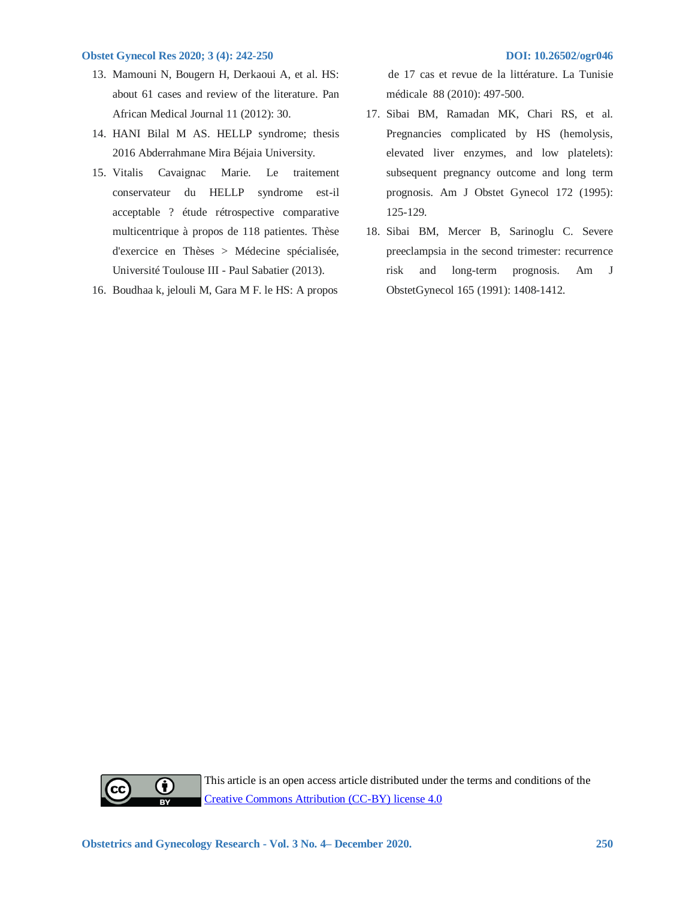13. Mamouni N, Bougern H, Derkaoui A, et al. HS: about 61 cases and review of the literature. Pan African Medical Journal 11 (2012): 30.
14. HANI Bilal M AS. HELLP syndrome; thesis 2016 Abderrahmane Mira Béjaia University.
15. Vitalis Cavaignac Marie. Le traitement conservateur du HELLP syndrome est-il acceptable ? étude rétrospective comparative multicentrique à propos de 118 patientes. Thèse d'exercice en Thèses > Médecine spécialisée, Université Toulouse III - Paul Sabatier (2013).
16. Boudhaa k, jelouli M, Gara M F. le HS: A propos de 17 cas et revue de la littérature. La Tunisie médicale 88 (2010): 497-500.
17. Sibai BM, Ramadan MK, Chari RS, et al. Pregnancies complicated by HS (hemolysis, elevated liver enzymes, and low platelets): subsequent pregnancy outcome and long term prognosis. Am J Obstet Gynecol 172 (1995): 125-129.
18. Sibai BM, Mercer B, Sarinoglu C. Severe preeclampsia in the second trimester: recurrence risk and long-term prognosis. Am J ObstetGynecol 165 (1991): 1408-1412.

This article is an open access article distributed under the terms and conditions of the [Creative Commons Attribution (CC-BY) license 4.0](https://creativecommons.org/licenses/by/4.0/)